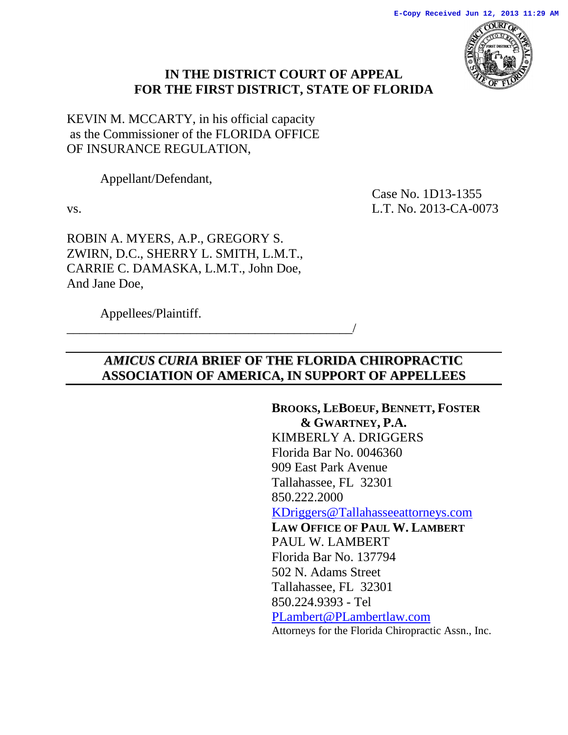E-Copy Received Jun 12, 2013 11:29 AM

**IN THE DISTRICT COURT OF APPEAL**
**FOR THE FIRST DISTRICT, STATE OF FLORIDA**

KEVIN M. MCCARTY, in his official capacity as the Commissioner of the FLORIDA OFFICE OF INSURANCE REGULATION,

Appellant/Defendant,

vs.

Case No. 1D13-1355
L.T. No. 2013-CA-0073

ROBIN A. MYERS, A.P., GREGORY S. ZWIRN, D.C., SHERRY L. SMITH, L.M.T., CARRIE C. DAMASKA, L.M.T., John Doe, And Jane Doe,

Appellees/Plaintiff.

_____________________________________________/

## *AMICUS CURIA* BRIEF OF THE FLORIDA CHIROPRACTIC ASSOCIATION OF AMERICA, IN SUPPORT OF APPELLEES

**BROOKS, LEBOEUF, BENNETT, FOSTER & GWARTNEY, P.A.**
KIMBERLY A. DRIGGERS
Florida Bar No. 0046360
909 East Park Avenue
Tallahassee, FL 32301
850.222.2000
KDriggers@Tallahasseeattorneys.com

**LAW OFFICE OF PAUL W. LAMBERT**
PAUL W. LAMBERT
Florida Bar No. 137794
502 N. Adams Street
Tallahassee, FL 32301
850.224.9393 - Tel
PLambert@PLambertlaw.com
Attorneys for the Florida Chiropractic Assn., Inc.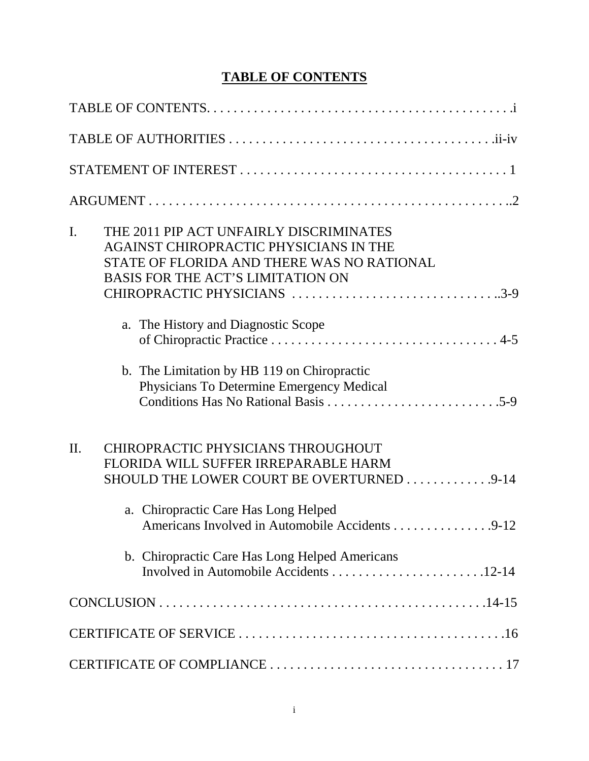# TABLE OF CONTENTS

TABLE OF CONTENTS. . . . . . . . . . . . . . . . . . . . . . . . . . . . . . . . . . . . . . . . . . . . . . .i

TABLE OF AUTHORITIES . . . . . . . . . . . . . . . . . . . . . . . . . . . . . . . . . . . . . . . .ii-iv

STATEMENT OF INTEREST . . . . . . . . . . . . . . . . . . . . . . . . . . . . . . . . . . . . . . . . 1

ARGUMENT . . . . . . . . . . . . . . . . . . . . . . . . . . . . . . . . . . . . . . . . . . . . . . . . . . . . ..2

I. THE 2011 PIP ACT UNFAIRLY DISCRIMINATES AGAINST CHIROPRACTIC PHYSICIANS IN THE STATE OF FLORIDA AND THERE WAS NO RATIONAL BASIS FOR THE ACT'S LIMITATION ON CHIROPRACTIC PHYSICIANS . . . . . . . . . . . . . . . . . . . . . . . . . . . . . . ..3-9

   a. The History and Diagnostic Scope of Chiropractic Practice . . . . . . . . . . . . . . . . . . . . . . . . . . . . . . . . . 4-5

   b. The Limitation by HB 119 on Chiropractic Physicians To Determine Emergency Medical Conditions Has No Rational Basis . . . . . . . . . . . . . . . . . . . . . . . . . .5-9

II. CHIROPRACTIC PHYSICIANS THROUGHOUT FLORIDA WILL SUFFER IRREPARABLE HARM SHOULD THE LOWER COURT BE OVERTURNED . . . . . . . . . . . . .9-14

   a. Chiropractic Care Has Long Helped Americans Involved in Automobile Accidents . . . . . . . . . . . . . . .9-12

   b. Chiropractic Care Has Long Helped Americans Involved in Automobile Accidents . . . . . . . . . . . . . . . . . . . . . . .12-14

CONCLUSION . . . . . . . . . . . . . . . . . . . . . . . . . . . . . . . . . . . . . . . . . . . . . . . . .14-15

CERTIFICATE OF SERVICE . . . . . . . . . . . . . . . . . . . . . . . . . . . . . . . . . . . . . . . .16

CERTIFICATE OF COMPLIANCE . . . . . . . . . . . . . . . . . . . . . . . . . . . . . . . . . . . 17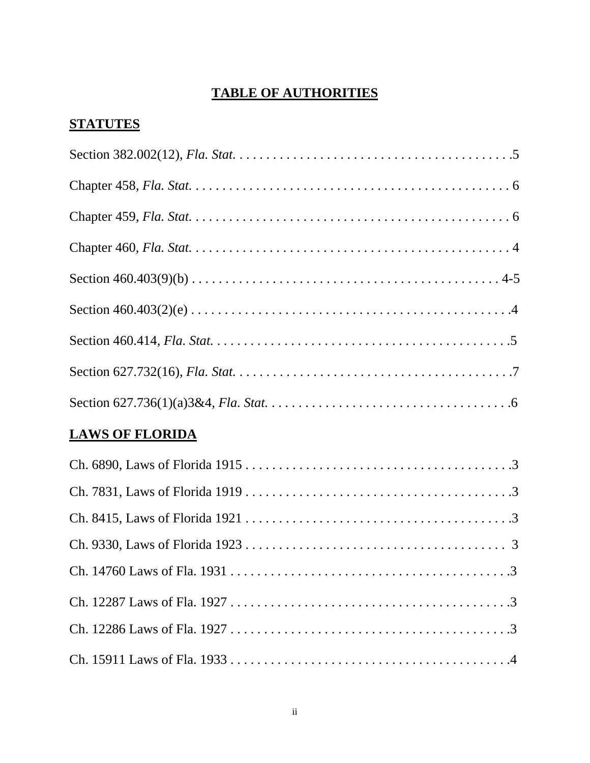# TABLE OF AUTHORITIES

## STATUTES

Section 382.002(12), *Fla. Stat.* . . . . . . . . . . . . . . . . . . . . . . . . . . . . . . . . . . . . . . . . . .5

Chapter 458, *Fla. Stat.* . . . . . . . . . . . . . . . . . . . . . . . . . . . . . . . . . . . . . . . . . . . . . . . . 6

Chapter 459, *Fla. Stat.* . . . . . . . . . . . . . . . . . . . . . . . . . . . . . . . . . . . . . . . . . . . . . . . . 6

Chapter 460, *Fla. Stat.* . . . . . . . . . . . . . . . . . . . . . . . . . . . . . . . . . . . . . . . . . . . . . . . . 4

Section 460.403(9)(b) . . . . . . . . . . . . . . . . . . . . . . . . . . . . . . . . . . . . . . . . . . . . . . 4-5

Section 460.403(2)(e) . . . . . . . . . . . . . . . . . . . . . . . . . . . . . . . . . . . . . . . . . . . . . . . .4

Section 460.414, *Fla. Stat.* . . . . . . . . . . . . . . . . . . . . . . . . . . . . . . . . . . . . . . . . . . . . .5

Section 627.732(16), *Fla. Stat.* . . . . . . . . . . . . . . . . . . . . . . . . . . . . . . . . . . . . . . . . . .7

Section 627.736(1)(a)3&4, *Fla. Stat.* . . . . . . . . . . . . . . . . . . . . . . . . . . . . . . . . . . . . .6

## LAWS OF FLORIDA

Ch. 6890, Laws of Florida 1915 . . . . . . . . . . . . . . . . . . . . . . . . . . . . . . . . . . . . . . . .3

Ch. 7831, Laws of Florida 1919 . . . . . . . . . . . . . . . . . . . . . . . . . . . . . . . . . . . . . . . .3

Ch. 8415, Laws of Florida 1921 . . . . . . . . . . . . . . . . . . . . . . . . . . . . . . . . . . . . . . . .3

Ch. 9330, Laws of Florida 1923 . . . . . . . . . . . . . . . . . . . . . . . . . . . . . . . . . . . . . . . 3

Ch. 14760 Laws of Fla. 1931 . . . . . . . . . . . . . . . . . . . . . . . . . . . . . . . . . . . . . . . . . .3

Ch. 12287 Laws of Fla. 1927 . . . . . . . . . . . . . . . . . . . . . . . . . . . . . . . . . . . . . . . . . .3

Ch. 12286 Laws of Fla. 1927 . . . . . . . . . . . . . . . . . . . . . . . . . . . . . . . . . . . . . . . . . .3

Ch. 15911 Laws of Fla. 1933 . . . . . . . . . . . . . . . . . . . . . . . . . . . . . . . . . . . . . . . . . .4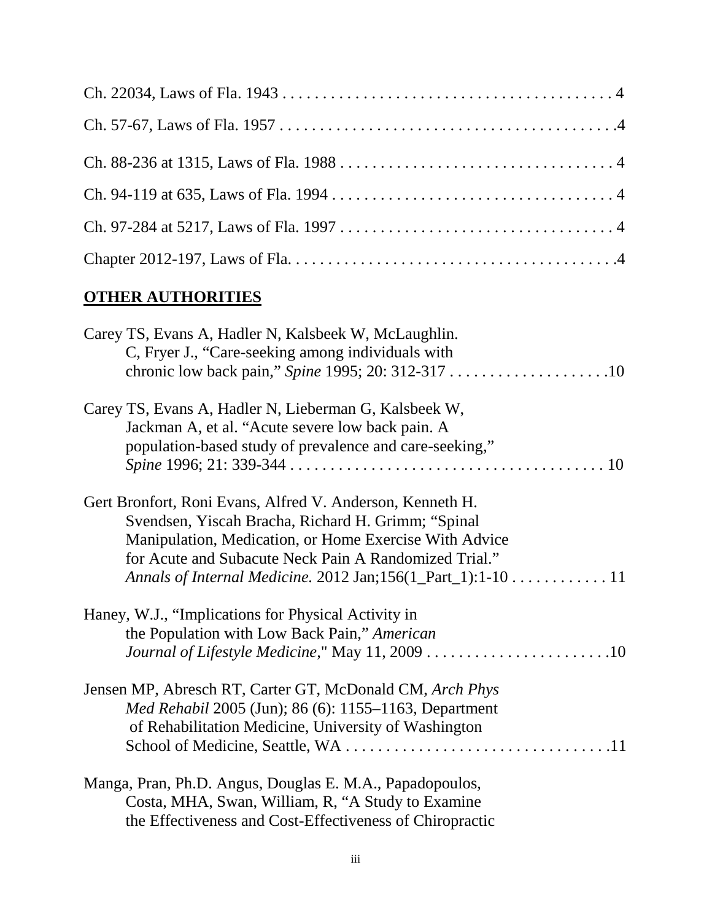Ch. 22034, Laws of Fla. 1943 . . . . . . . . . . . . . . . . . . . . . . . . . . . . . . . . . . . . . . . . . 4

Ch. 57-67, Laws of Fla. 1957 . . . . . . . . . . . . . . . . . . . . . . . . . . . . . . . . . . . . . . . . . .4

Ch. 88-236 at 1315, Laws of Fla. 1988 . . . . . . . . . . . . . . . . . . . . . . . . . . . . . . . . . 4

Ch. 94-119 at 635, Laws of Fla. 1994 . . . . . . . . . . . . . . . . . . . . . . . . . . . . . . . . . . 4

Ch. 97-284 at 5217, Laws of Fla. 1997 . . . . . . . . . . . . . . . . . . . . . . . . . . . . . . . . . 4

Chapter 2012-197, Laws of Fla. . . . . . . . . . . . . . . . . . . . . . . . . . . . . . . . . . . . . . . .4

## OTHER AUTHORITIES

Carey TS, Evans A, Hadler N, Kalsbeek W, McLaughlin.
C, Fryer J., "Care-seeking among individuals with
chronic low back pain," *Spine* 1995; 20: 312-317 . . . . . . . . . . . . . . . . . . . .10

Carey TS, Evans A, Hadler N, Lieberman G, Kalsbeek W,
Jackman A, et al. "Acute severe low back pain. A
population-based study of prevalence and care-seeking,"
*Spine* 1996; 21: 339-344 . . . . . . . . . . . . . . . . . . . . . . . . . . . . . . . . . . . . . . . 10

Gert Bronfort, Roni Evans, Alfred V. Anderson, Kenneth H.
Svendsen, Yiscah Bracha, Richard H. Grimm; "Spinal
Manipulation, Medication, or Home Exercise With Advice
for Acute and Subacute Neck Pain A Randomized Trial."
*Annals of Internal Medicine.* 2012 Jan;156(1_Part_1):1-10 . . . . . . . . . . . . 11

Haney, W.J., "Implications for Physical Activity in
the Population with Low Back Pain," *American
Journal of Lifestyle Medicine,*" May 11, 2009 . . . . . . . . . . . . . . . . . . . . . . .10

Jensen MP, Abresch RT, Carter GT, McDonald CM, *Arch Phys
Med Rehabil* 2005 (Jun); 86 (6): 1155–1163, Department
of Rehabilitation Medicine, University of Washington
School of Medicine, Seattle, WA . . . . . . . . . . . . . . . . . . . . . . . . . . . . . . . . .11

Manga, Pran, Ph.D. Angus, Douglas E. M.A., Papadopoulos,
Costa, MHA, Swan, William, R, "A Study to Examine
the Effectiveness and Cost-Effectiveness of Chiropractic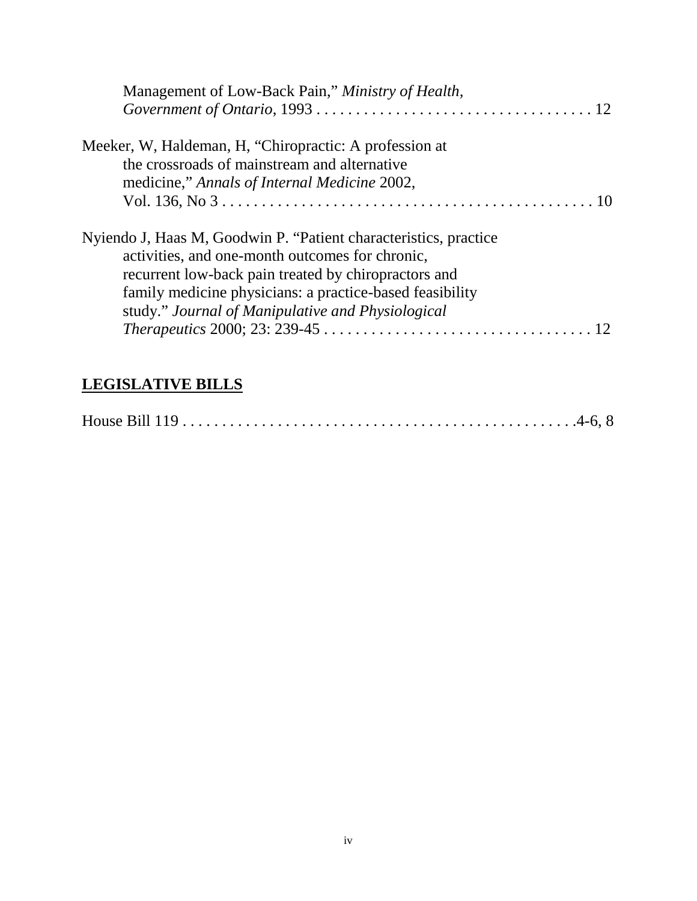Management of Low-Back Pain," *Ministry of Health, Government of Ontario*, 1993 . . . . . . . . . . . . . . . . . . . . . . . . . . . . . . . . . . . 12

Meeker, W, Haldeman, H, "Chiropractic: A profession at the crossroads of mainstream and alternative medicine," *Annals of Internal Medicine* 2002, Vol. 136, No 3 . . . . . . . . . . . . . . . . . . . . . . . . . . . . . . . . . . . . . . . . . . . . . . . 10

Nyiendo J, Haas M, Goodwin P. "Patient characteristics, practice activities, and one-month outcomes for chronic, recurrent low-back pain treated by chiropractors and family medicine physicians: a practice-based feasibility study." *Journal of Manipulative and Physiological Therapeutics* 2000; 23: 239-45 . . . . . . . . . . . . . . . . . . . . . . . . . . . . . . . . . 12

## LEGISLATIVE BILLS

House Bill 119 . . . . . . . . . . . . . . . . . . . . . . . . . . . . . . . . . . . . . . . . . . . . . . . . .4-6, 8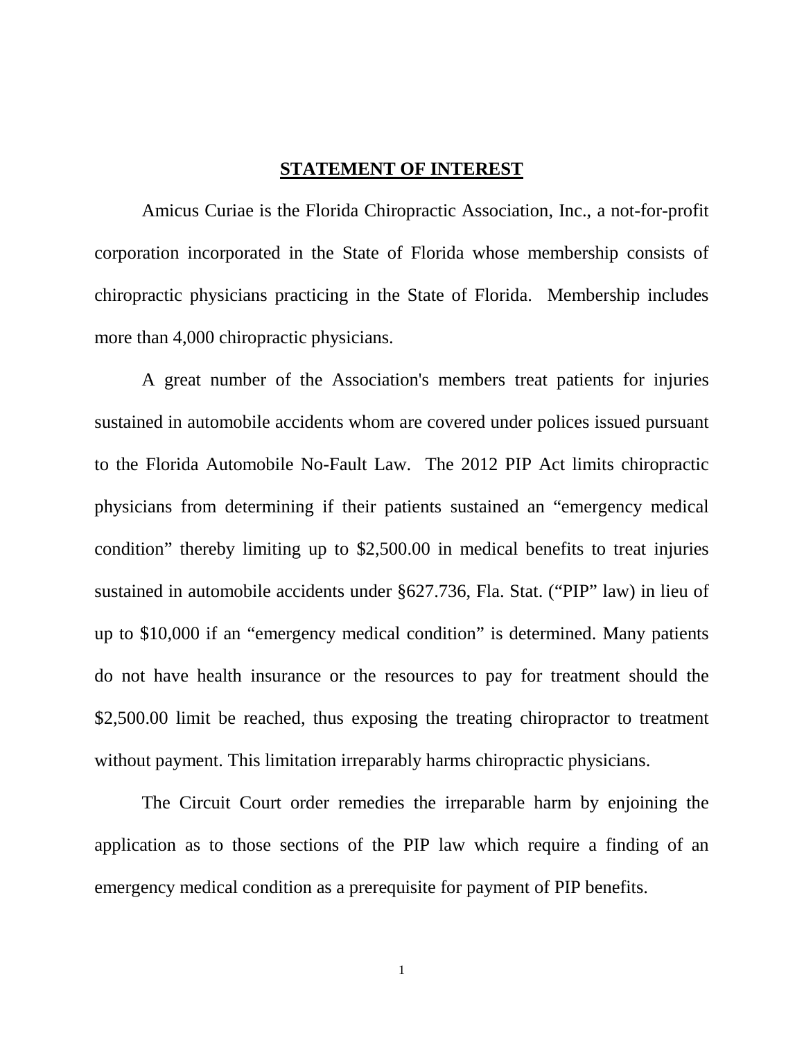## STATEMENT OF INTEREST

Amicus Curiae is the Florida Chiropractic Association, Inc., a not-for-profit corporation incorporated in the State of Florida whose membership consists of chiropractic physicians practicing in the State of Florida. Membership includes more than 4,000 chiropractic physicians.

A great number of the Association's members treat patients for injuries sustained in automobile accidents whom are covered under polices issued pursuant to the Florida Automobile No-Fault Law. The 2012 PIP Act limits chiropractic physicians from determining if their patients sustained an “emergency medical condition” thereby limiting up to $2,500.00 in medical benefits to treat injuries sustained in automobile accidents under §627.736, Fla. Stat. (“PIP” law) in lieu of up to $10,000 if an “emergency medical condition” is determined. Many patients do not have health insurance or the resources to pay for treatment should the $2,500.00 limit be reached, thus exposing the treating chiropractor to treatment without payment. This limitation irreparably harms chiropractic physicians.

The Circuit Court order remedies the irreparable harm by enjoining the application as to those sections of the PIP law which require a finding of an emergency medical condition as a prerequisite for payment of PIP benefits.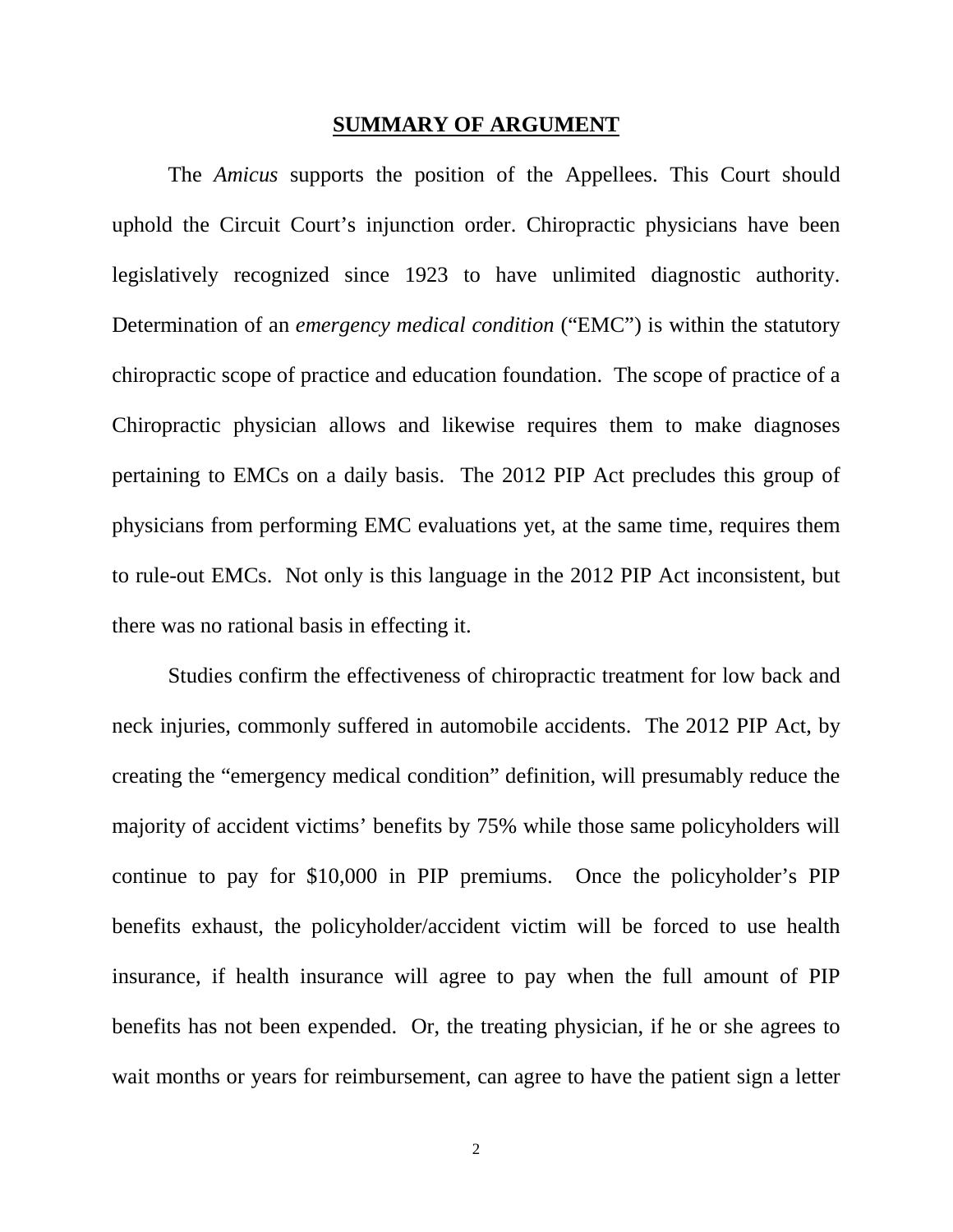## SUMMARY OF ARGUMENT

The *Amicus* supports the position of the Appellees. This Court should uphold the Circuit Court's injunction order. Chiropractic physicians have been legislatively recognized since 1923 to have unlimited diagnostic authority. Determination of an *emergency medical condition* ("EMC") is within the statutory chiropractic scope of practice and education foundation. The scope of practice of a Chiropractic physician allows and likewise requires them to make diagnoses pertaining to EMCs on a daily basis. The 2012 PIP Act precludes this group of physicians from performing EMC evaluations yet, at the same time, requires them to rule-out EMCs. Not only is this language in the 2012 PIP Act inconsistent, but there was no rational basis in effecting it.

Studies confirm the effectiveness of chiropractic treatment for low back and neck injuries, commonly suffered in automobile accidents. The 2012 PIP Act, by creating the "emergency medical condition" definition, will presumably reduce the majority of accident victims' benefits by 75% while those same policyholders will continue to pay for $10,000 in PIP premiums. Once the policyholder's PIP benefits exhaust, the policyholder/accident victim will be forced to use health insurance, if health insurance will agree to pay when the full amount of PIP benefits has not been expended. Or, the treating physician, if he or she agrees to wait months or years for reimbursement, can agree to have the patient sign a letter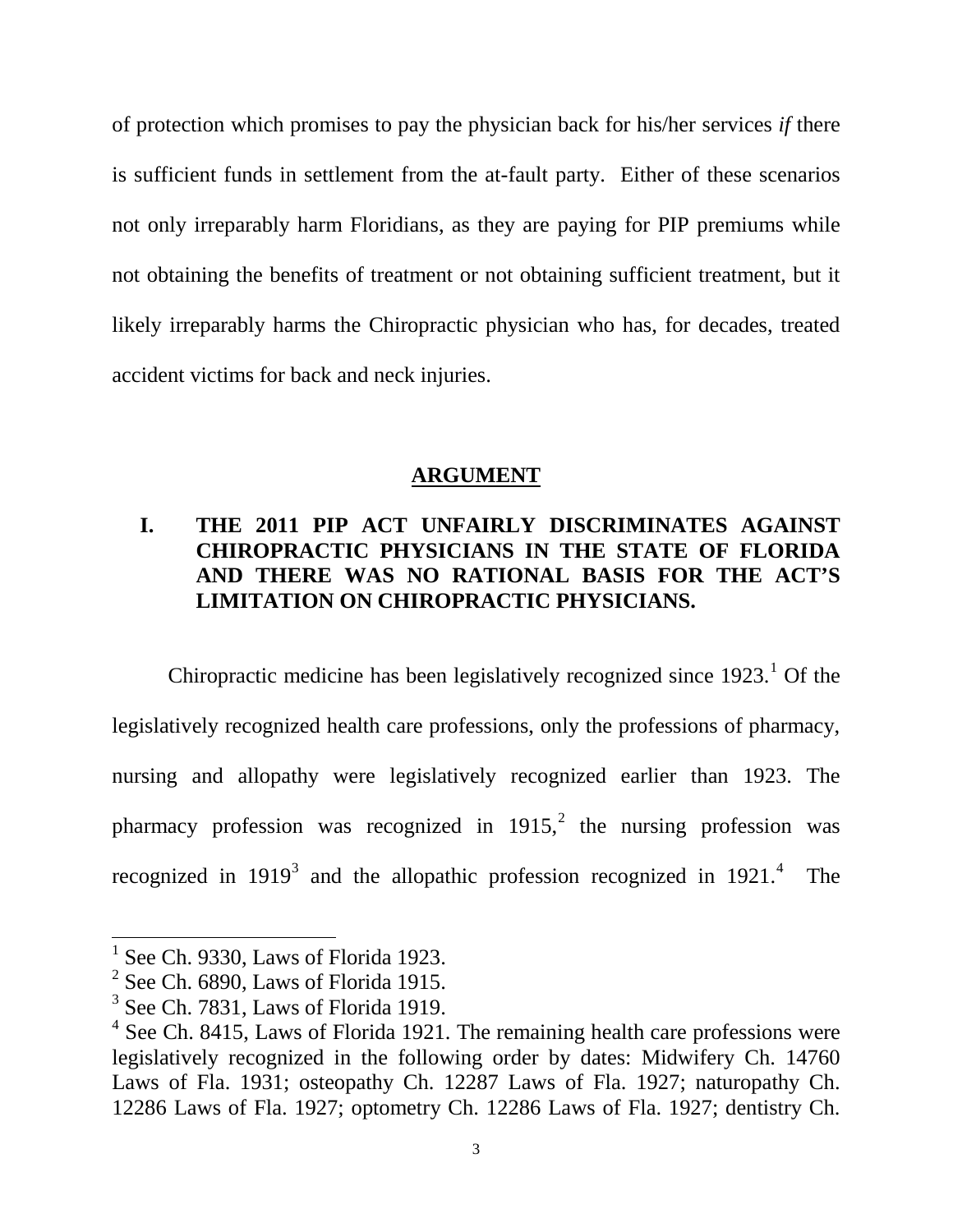of protection which promises to pay the physician back for his/her services *if* there is sufficient funds in settlement from the at-fault party. Either of these scenarios not only irreparably harm Floridians, as they are paying for PIP premiums while not obtaining the benefits of treatment or not obtaining sufficient treatment, but it likely irreparably harms the Chiropractic physician who has, for decades, treated accident victims for back and neck injuries.

## ARGUMENT

### I. THE 2011 PIP ACT UNFAIRLY DISCRIMINATES AGAINST CHIROPRACTIC PHYSICIANS IN THE STATE OF FLORIDA AND THERE WAS NO RATIONAL BASIS FOR THE ACT'S LIMITATION ON CHIROPRACTIC PHYSICIANS.

Chiropractic medicine has been legislatively recognized since 1923.[1] Of the legislatively recognized health care professions, only the professions of pharmacy, nursing and allopathy were legislatively recognized earlier than 1923. The pharmacy profession was recognized in 1915,[2] the nursing profession was recognized in 1919[3] and the allopathic profession recognized in 1921.[4] The

---

[1] See Ch. 9330, Laws of Florida 1923.

[2] See Ch. 6890, Laws of Florida 1915.

[3] See Ch. 7831, Laws of Florida 1919.

[4] See Ch. 8415, Laws of Florida 1921. The remaining health care professions were legislatively recognized in the following order by dates: Midwifery Ch. 14760 Laws of Fla. 1931; osteopathy Ch. 12287 Laws of Fla. 1927; naturopathy Ch. 12286 Laws of Fla. 1927; optometry Ch. 12286 Laws of Fla. 1927; dentistry Ch.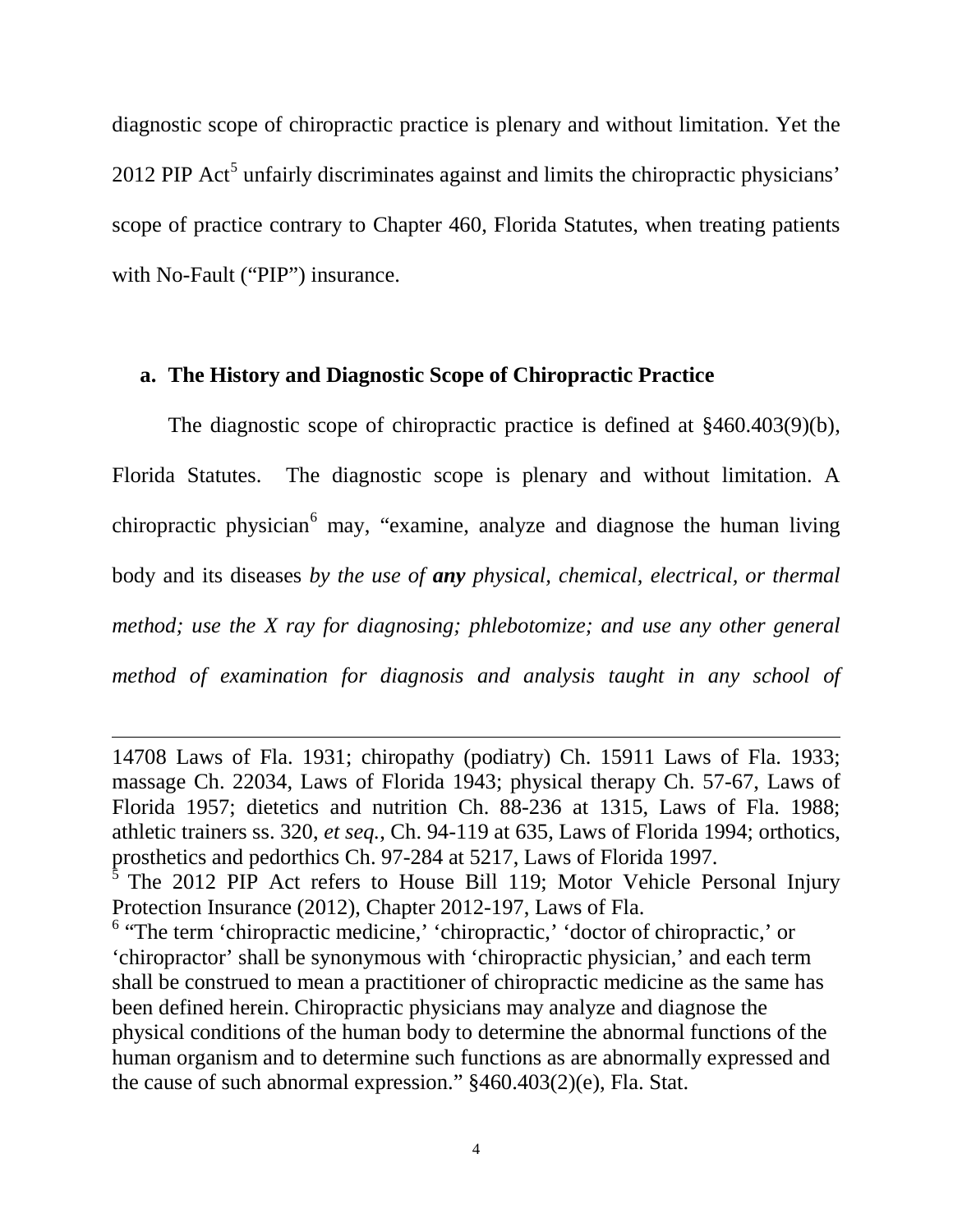diagnostic scope of chiropractic practice is plenary and without limitation. Yet the 2012 PIP Act[5] unfairly discriminates against and limits the chiropractic physicians' scope of practice contrary to Chapter 460, Florida Statutes, when treating patients with No-Fault ("PIP") insurance.

### a. The History and Diagnostic Scope of Chiropractic Practice

The diagnostic scope of chiropractic practice is defined at §460.403(9)(b), Florida Statutes. The diagnostic scope is plenary and without limitation. A chiropractic physician[6] may, "examine, analyze and diagnose the human living body and its diseases *by the use of* ***any*** *physical, chemical, electrical, or thermal method; use the X ray for diagnosing; phlebotomize; and use any other general method of examination for diagnosis and analysis taught in any school of*

---

14708 Laws of Fla. 1931; chiropathy (podiatry) Ch. 15911 Laws of Fla. 1933; massage Ch. 22034, Laws of Florida 1943; physical therapy Ch. 57-67, Laws of Florida 1957; dietetics and nutrition Ch. 88-236 at 1315, Laws of Fla. 1988; athletic trainers ss. 320, *et seq.*, Ch. 94-119 at 635, Laws of Florida 1994; orthotics, prosthetics and pedorthics Ch. 97-284 at 5217, Laws of Florida 1997.

[5] The 2012 PIP Act refers to House Bill 119; Motor Vehicle Personal Injury Protection Insurance (2012), Chapter 2012-197, Laws of Fla.

[6] "The term 'chiropractic medicine,' 'chiropractic,' 'doctor of chiropractic,' or 'chiropractor' shall be synonymous with 'chiropractic physician,' and each term shall be construed to mean a practitioner of chiropractic medicine as the same has been defined herein. Chiropractic physicians may analyze and diagnose the physical conditions of the human body to determine the abnormal functions of the human organism and to determine such functions as are abnormally expressed and the cause of such abnormal expression." §460.403(2)(e), Fla. Stat.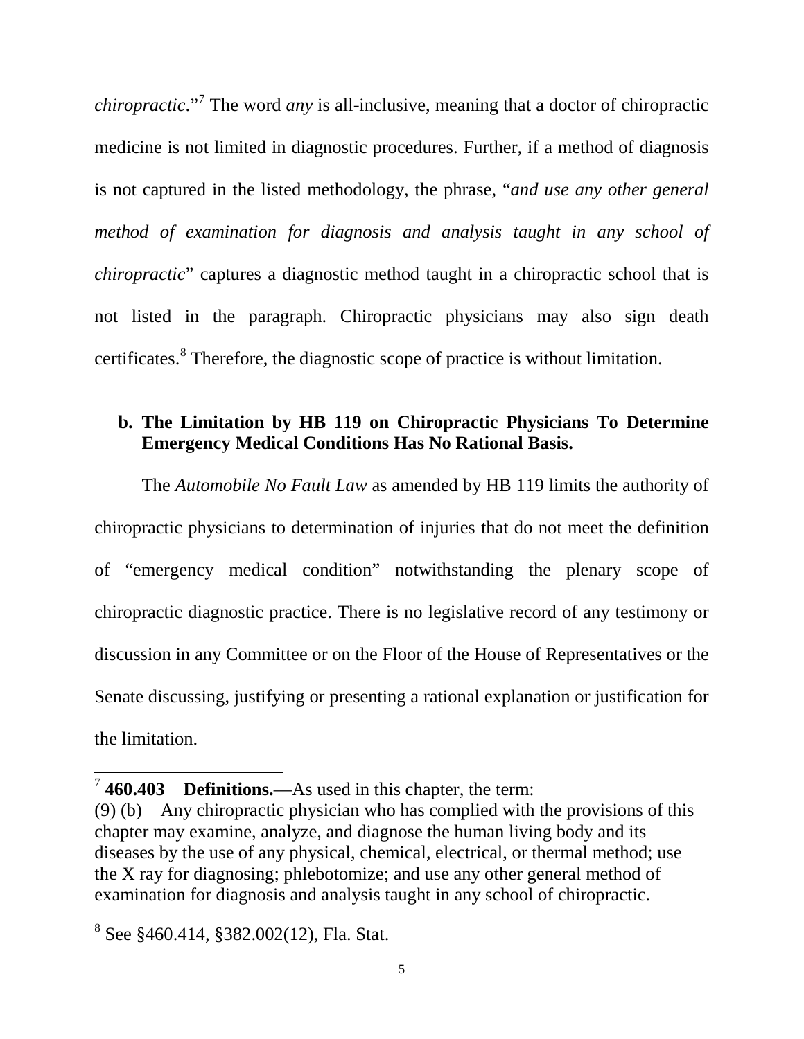*chiropractic*."[7] The word *any* is all-inclusive, meaning that a doctor of chiropractic medicine is not limited in diagnostic procedures. Further, if a method of diagnosis is not captured in the listed methodology, the phrase, "*and use any other general method of examination for diagnosis and analysis taught in any school of chiropractic*" captures a diagnostic method taught in a chiropractic school that is not listed in the paragraph. Chiropractic physicians may also sign death certificates.[8] Therefore, the diagnostic scope of practice is without limitation.

**b. The Limitation by HB 119 on Chiropractic Physicians To Determine Emergency Medical Conditions Has No Rational Basis.**

The *Automobile No Fault Law* as amended by HB 119 limits the authority of chiropractic physicians to determination of injuries that do not meet the definition of "emergency medical condition" notwithstanding the plenary scope of chiropractic diagnostic practice. There is no legislative record of any testimony or discussion in any Committee or on the Floor of the House of Representatives or the Senate discussing, justifying or presenting a rational explanation or justification for the limitation.

---

[7] **460.403 Definitions.**—As used in this chapter, the term:
(9) (b) Any chiropractic physician who has complied with the provisions of this chapter may examine, analyze, and diagnose the human living body and its diseases by the use of any physical, chemical, electrical, or thermal method; use the X ray for diagnosing; phlebotomize; and use any other general method of examination for diagnosis and analysis taught in any school of chiropractic.

[8] See §460.414, §382.002(12), Fla. Stat.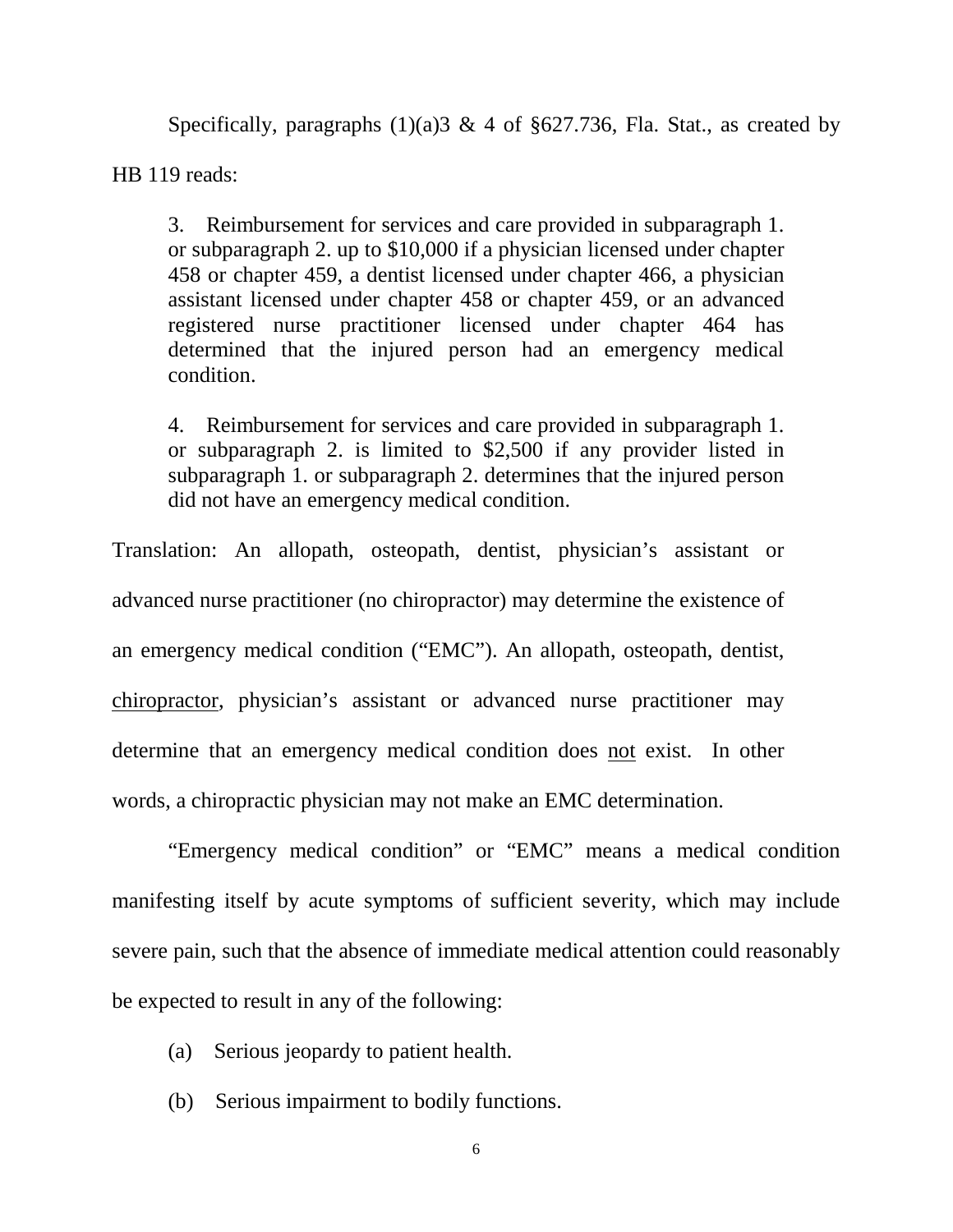Specifically, paragraphs (1)(a)3 & 4 of §627.736, Fla. Stat., as created by HB 119 reads:

> 3. Reimbursement for services and care provided in subparagraph 1. or subparagraph 2. up to $10,000 if a physician licensed under chapter 458 or chapter 459, a dentist licensed under chapter 466, a physician assistant licensed under chapter 458 or chapter 459, or an advanced registered nurse practitioner licensed under chapter 464 has determined that the injured person had an emergency medical condition.
>
> 4. Reimbursement for services and care provided in subparagraph 1. or subparagraph 2. is limited to $2,500 if any provider listed in subparagraph 1. or subparagraph 2. determines that the injured person did not have an emergency medical condition.

Translation: An allopath, osteopath, dentist, physician's assistant or advanced nurse practitioner (no chiropractor) may determine the existence of an emergency medical condition ("EMC"). An allopath, osteopath, dentist, <u>chiropractor</u>, physician's assistant or advanced nurse practitioner may determine that an emergency medical condition does <u>not</u> exist. In other words, a chiropractic physician may not make an EMC determination.

"Emergency medical condition" or "EMC" means a medical condition manifesting itself by acute symptoms of sufficient severity, which may include severe pain, such that the absence of immediate medical attention could reasonably be expected to result in any of the following:

(a) Serious jeopardy to patient health.

(b) Serious impairment to bodily functions.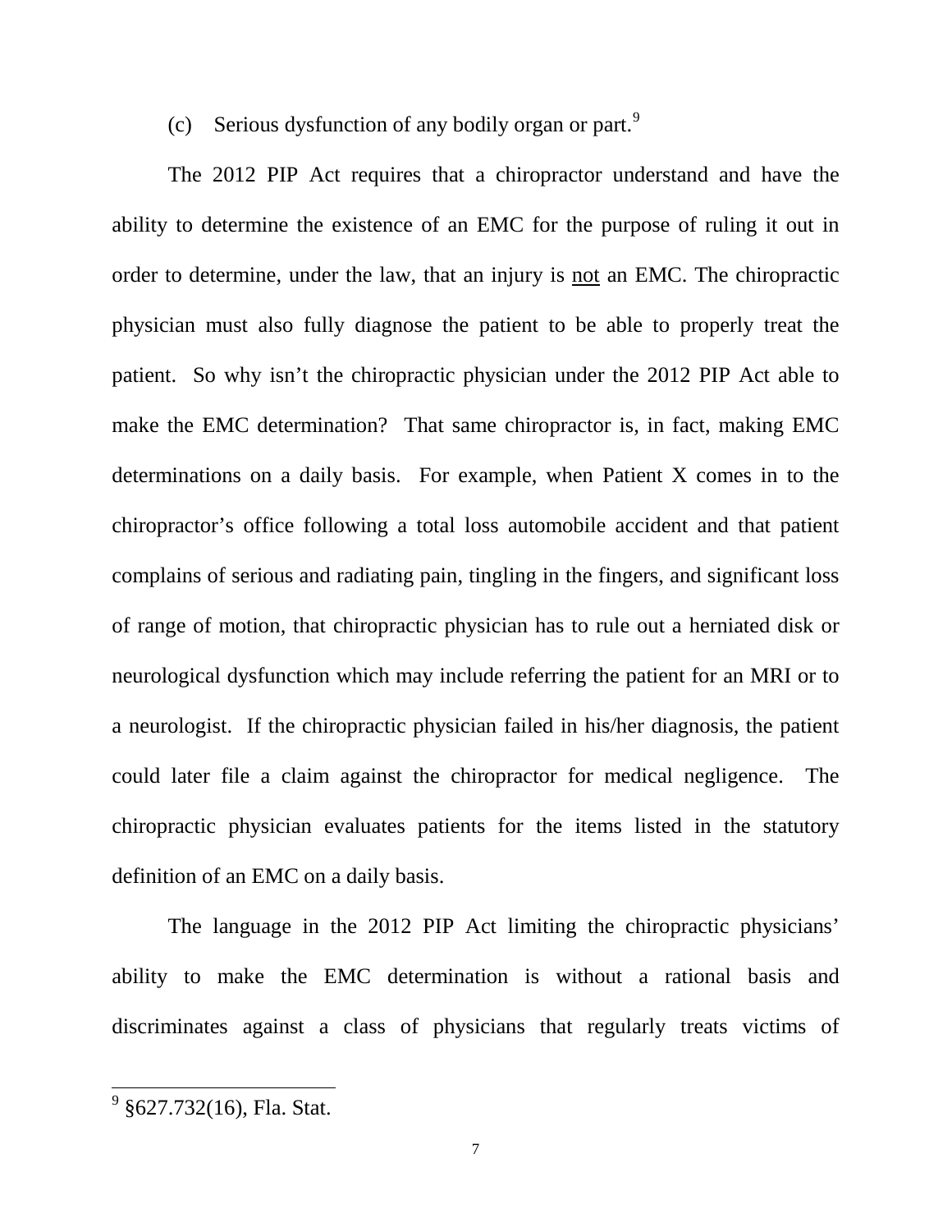(c) Serious dysfunction of any bodily organ or part.[9]

The 2012 PIP Act requires that a chiropractor understand and have the ability to determine the existence of an EMC for the purpose of ruling it out in order to determine, under the law, that an injury is not an EMC. The chiropractic physician must also fully diagnose the patient to be able to properly treat the patient. So why isn't the chiropractic physician under the 2012 PIP Act able to make the EMC determination? That same chiropractor is, in fact, making EMC determinations on a daily basis. For example, when Patient X comes in to the chiropractor's office following a total loss automobile accident and that patient complains of serious and radiating pain, tingling in the fingers, and significant loss of range of motion, that chiropractic physician has to rule out a herniated disk or neurological dysfunction which may include referring the patient for an MRI or to a neurologist. If the chiropractic physician failed in his/her diagnosis, the patient could later file a claim against the chiropractor for medical negligence. The chiropractic physician evaluates patients for the items listed in the statutory definition of an EMC on a daily basis.

The language in the 2012 PIP Act limiting the chiropractic physicians' ability to make the EMC determination is without a rational basis and discriminates against a class of physicians that regularly treats victims of

[9] §627.732(16), Fla. Stat.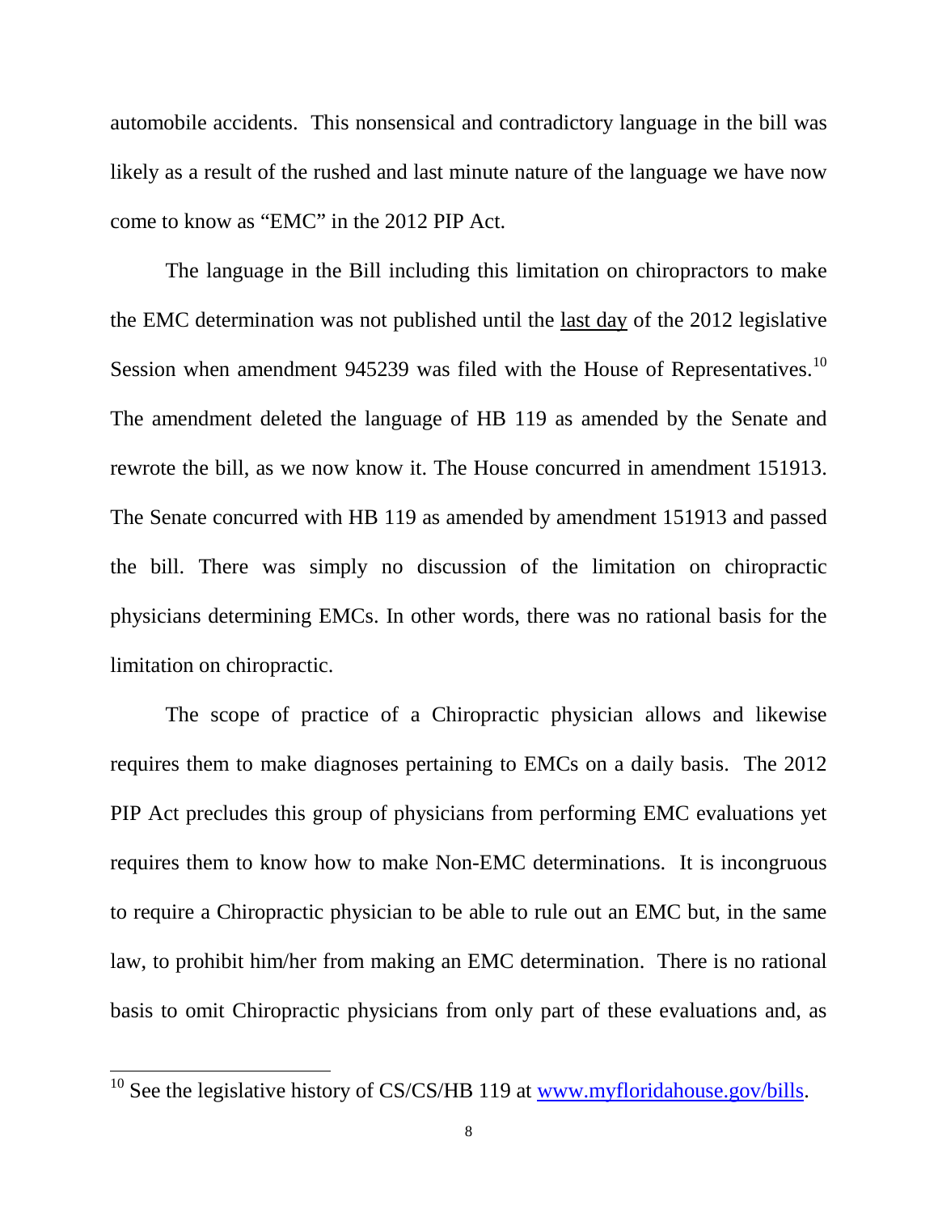automobile accidents. This nonsensical and contradictory language in the bill was likely as a result of the rushed and last minute nature of the language we have now come to know as "EMC" in the 2012 PIP Act.

The language in the Bill including this limitation on chiropractors to make the EMC determination was not published until the last day of the 2012 legislative Session when amendment 945239 was filed with the House of Representatives.[10] The amendment deleted the language of HB 119 as amended by the Senate and rewrote the bill, as we now know it. The House concurred in amendment 151913. The Senate concurred with HB 119 as amended by amendment 151913 and passed the bill. There was simply no discussion of the limitation on chiropractic physicians determining EMCs. In other words, there was no rational basis for the limitation on chiropractic.

The scope of practice of a Chiropractic physician allows and likewise requires them to make diagnoses pertaining to EMCs on a daily basis. The 2012 PIP Act precludes this group of physicians from performing EMC evaluations yet requires them to know how to make Non-EMC determinations. It is incongruous to require a Chiropractic physician to be able to rule out an EMC but, in the same law, to prohibit him/her from making an EMC determination. There is no rational basis to omit Chiropractic physicians from only part of these evaluations and, as

---

[10] See the legislative history of CS/CS/HB 119 at www.myfloridahouse.gov/bills.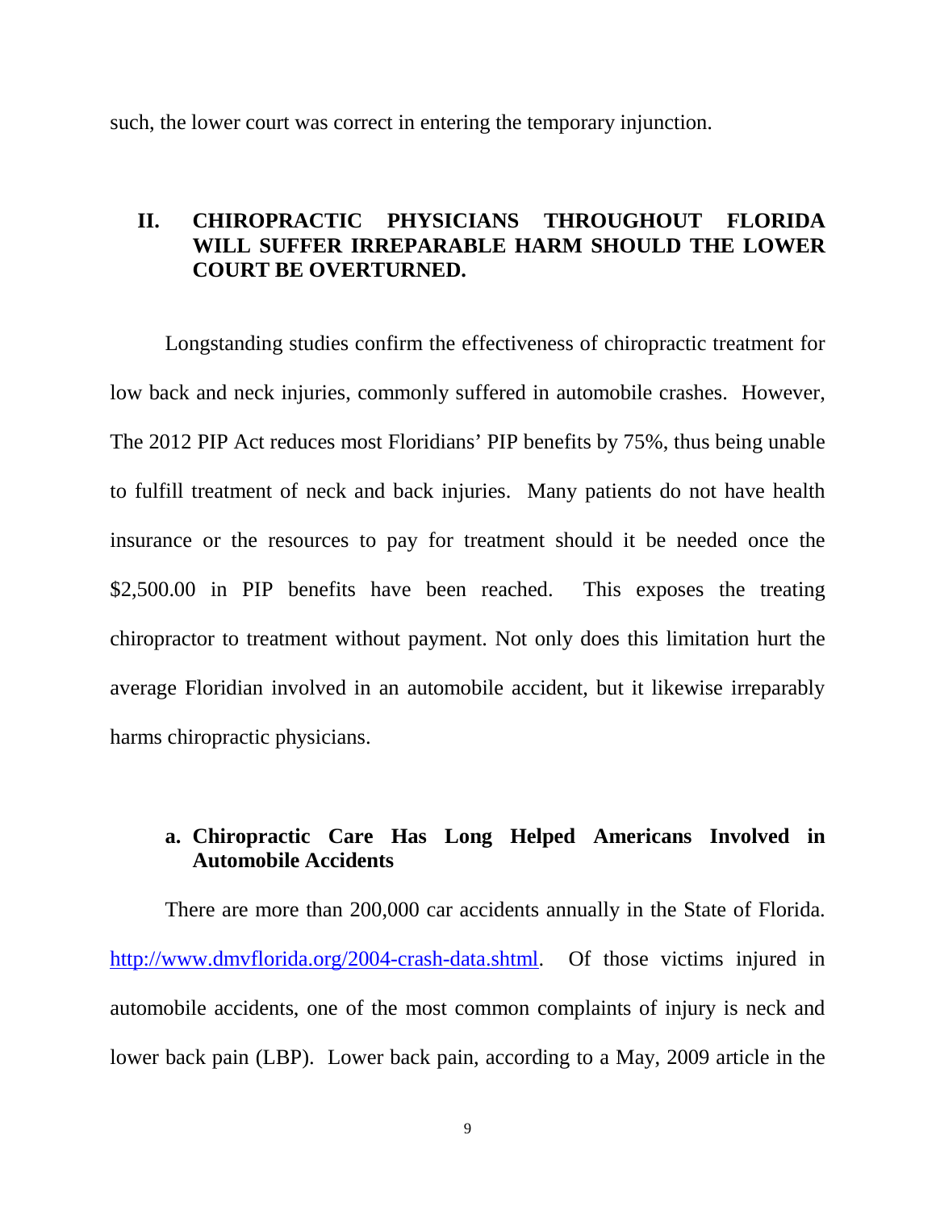such, the lower court was correct in entering the temporary injunction.

## II. CHIROPRACTIC PHYSICIANS THROUGHOUT FLORIDA WILL SUFFER IRREPARABLE HARM SHOULD THE LOWER COURT BE OVERTURNED.

Longstanding studies confirm the effectiveness of chiropractic treatment for low back and neck injuries, commonly suffered in automobile crashes. However, The 2012 PIP Act reduces most Floridians' PIP benefits by 75%, thus being unable to fulfill treatment of neck and back injuries. Many patients do not have health insurance or the resources to pay for treatment should it be needed once the $2,500.00 in PIP benefits have been reached. This exposes the treating chiropractor to treatment without payment. Not only does this limitation hurt the average Floridian involved in an automobile accident, but it likewise irreparably harms chiropractic physicians.

### a. Chiropractic Care Has Long Helped Americans Involved in Automobile Accidents

There are more than 200,000 car accidents annually in the State of Florida. http://www.dmvflorida.org/2004-crash-data.shtml. Of those victims injured in automobile accidents, one of the most common complaints of injury is neck and lower back pain (LBP). Lower back pain, according to a May, 2009 article in the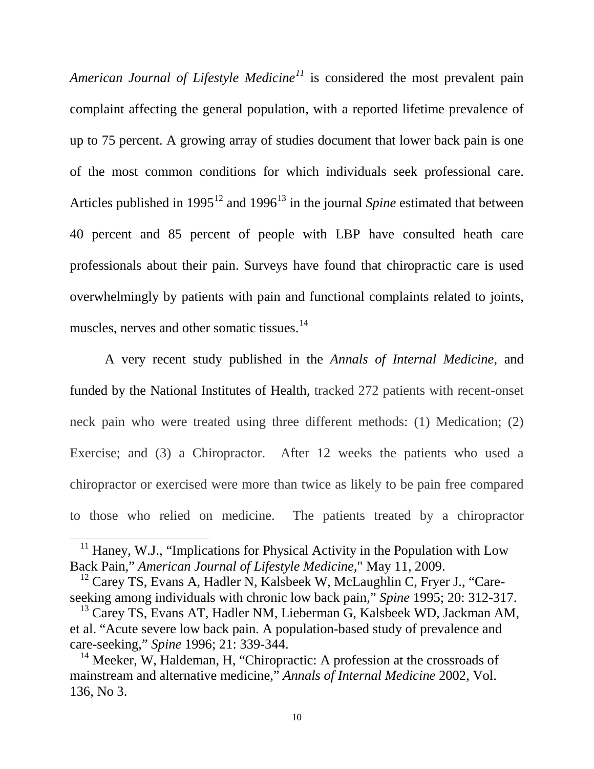*American Journal of Lifestyle Medicine*[11] is considered the most prevalent pain complaint affecting the general population, with a reported lifetime prevalence of up to 75 percent. A growing array of studies document that lower back pain is one of the most common conditions for which individuals seek professional care. Articles published in 1995[12] and 1996[13] in the journal *Spine* estimated that between 40 percent and 85 percent of people with LBP have consulted heath care professionals about their pain. Surveys have found that chiropractic care is used overwhelmingly by patients with pain and functional complaints related to joints, muscles, nerves and other somatic tissues.[14]

A very recent study published in the *Annals of Internal Medicine*, and funded by the National Institutes of Health, tracked 272 patients with recent-onset neck pain who were treated using three different methods: (1) Medication; (2) Exercise; and (3) a Chiropractor. After 12 weeks the patients who used a chiropractor or exercised were more than twice as likely to be pain free compared to those who relied on medicine. The patients treated by a chiropractor

---

[11] Haney, W.J., "Implications for Physical Activity in the Population with Low Back Pain," *American Journal of Lifestyle Medicine*," May 11, 2009.

[12] Carey TS, Evans A, Hadler N, Kalsbeek W, McLaughlin C, Fryer J., "Care-seeking among individuals with chronic low back pain," *Spine* 1995; 20: 312-317.

[13] Carey TS, Evans AT, Hadler NM, Lieberman G, Kalsbeek WD, Jackman AM, et al. "Acute severe low back pain. A population-based study of prevalence and care-seeking," *Spine* 1996; 21: 339-344.

[14] Meeker, W, Haldeman, H, "Chiropractic: A profession at the crossroads of mainstream and alternative medicine," *Annals of Internal Medicine* 2002, Vol. 136, No 3.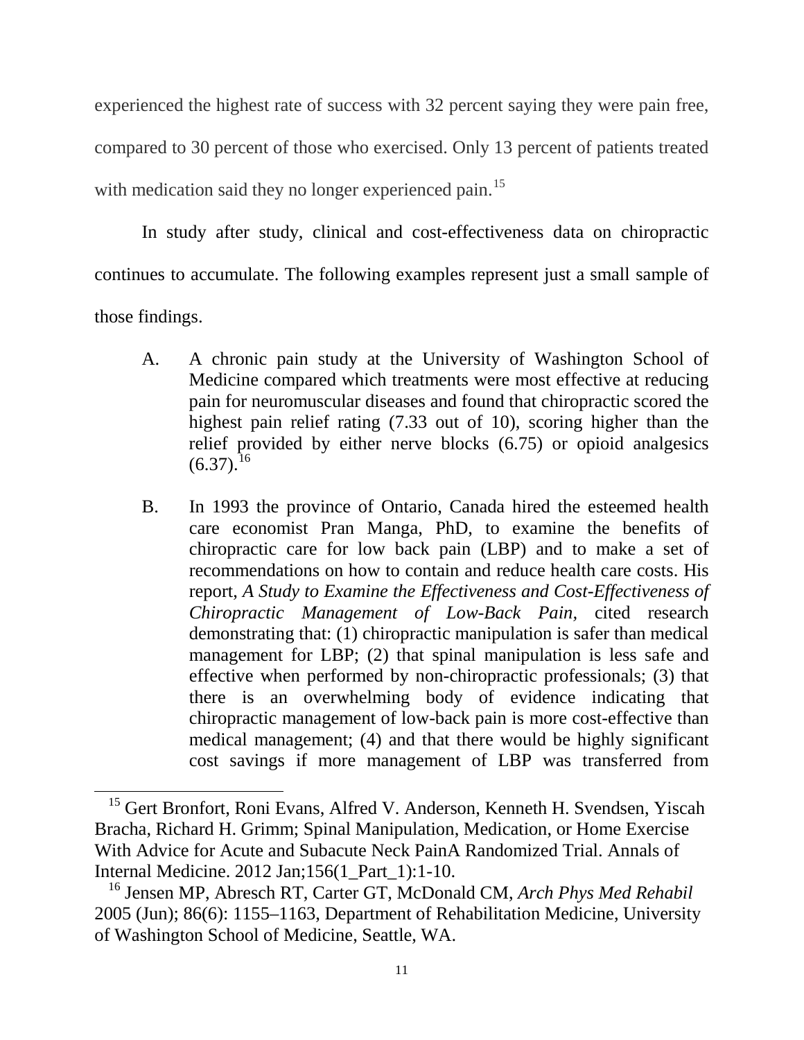experienced the highest rate of success with 32 percent saying they were pain free, compared to 30 percent of those who exercised. Only 13 percent of patients treated with medication said they no longer experienced pain.[15]

In study after study, clinical and cost-effectiveness data on chiropractic continues to accumulate. The following examples represent just a small sample of those findings.

A. A chronic pain study at the University of Washington School of Medicine compared which treatments were most effective at reducing pain for neuromuscular diseases and found that chiropractic scored the highest pain relief rating (7.33 out of 10), scoring higher than the relief provided by either nerve blocks (6.75) or opioid analgesics (6.37).[16]

B. In 1993 the province of Ontario, Canada hired the esteemed health care economist Pran Manga, PhD, to examine the benefits of chiropractic care for low back pain (LBP) and to make a set of recommendations on how to contain and reduce health care costs. His report, *A Study to Examine the Effectiveness and Cost-Effectiveness of Chiropractic Management of Low-Back Pain,* cited research demonstrating that: (1) chiropractic manipulation is safer than medical management for LBP; (2) that spinal manipulation is less safe and effective when performed by non-chiropractic professionals; (3) that there is an overwhelming body of evidence indicating that chiropractic management of low-back pain is more cost-effective than medical management; (4) and that there would be highly significant cost savings if more management of LBP was transferred from

---

[15] Gert Bronfort, Roni Evans, Alfred V. Anderson, Kenneth H. Svendsen, Yiscah Bracha, Richard H. Grimm; Spinal Manipulation, Medication, or Home Exercise With Advice for Acute and Subacute Neck PainA Randomized Trial. Annals of Internal Medicine. 2012 Jan;156(1_Part_1):1-10.

[16] Jensen MP, Abresch RT, Carter GT, McDonald CM, *Arch Phys Med Rehabil* 2005 (Jun); 86(6): 1155–1163, Department of Rehabilitation Medicine, University of Washington School of Medicine, Seattle, WA.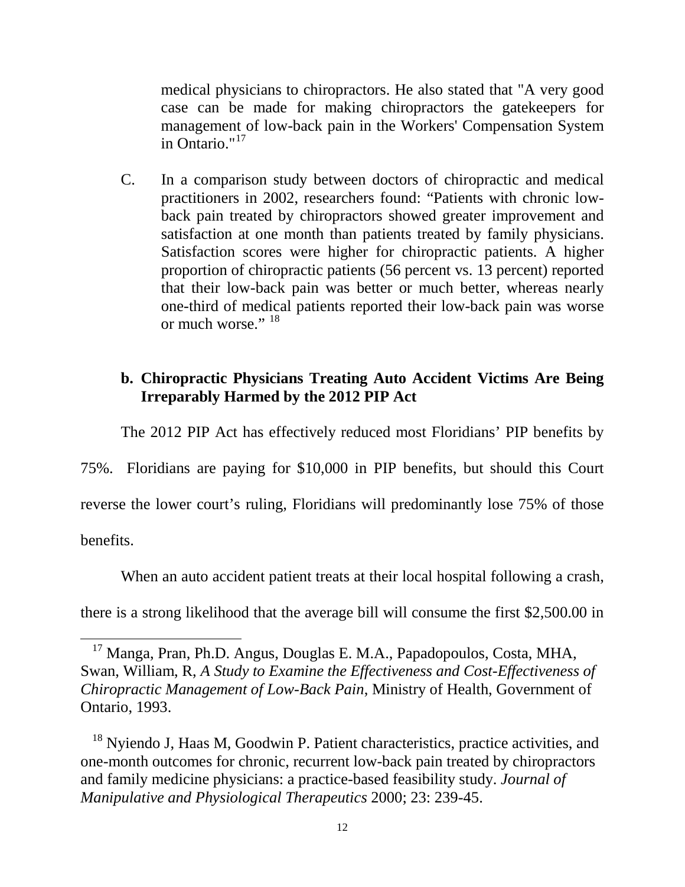medical physicians to chiropractors. He also stated that "A very good case can be made for making chiropractors the gatekeepers for management of low-back pain in the Workers' Compensation System in Ontario."[17]

C. In a comparison study between doctors of chiropractic and medical practitioners in 2002, researchers found: "Patients with chronic low-back pain treated by chiropractors showed greater improvement and satisfaction at one month than patients treated by family physicians. Satisfaction scores were higher for chiropractic patients. A higher proportion of chiropractic patients (56 percent vs. 13 percent) reported that their low-back pain was better or much better, whereas nearly one-third of medical patients reported their low-back pain was worse or much worse." [18]

**b. Chiropractic Physicians Treating Auto Accident Victims Are Being Irreparably Harmed by the 2012 PIP Act**

The 2012 PIP Act has effectively reduced most Floridians' PIP benefits by 75%. Floridians are paying for $10,000 in PIP benefits, but should this Court reverse the lower court's ruling, Floridians will predominantly lose 75% of those benefits.

When an auto accident patient treats at their local hospital following a crash, there is a strong likelihood that the average bill will consume the first $2,500.00 in

---

[17] Manga, Pran, Ph.D. Angus, Douglas E. M.A., Papadopoulos, Costa, MHA, Swan, William, R, *A Study to Examine the Effectiveness and Cost-Effectiveness of Chiropractic Management of Low-Back Pain*, Ministry of Health, Government of Ontario, 1993.

[18] Nyiendo J, Haas M, Goodwin P. Patient characteristics, practice activities, and one-month outcomes for chronic, recurrent low-back pain treated by chiropractors and family medicine physicians: a practice-based feasibility study. *Journal of Manipulative and Physiological Therapeutics* 2000; 23: 239-45.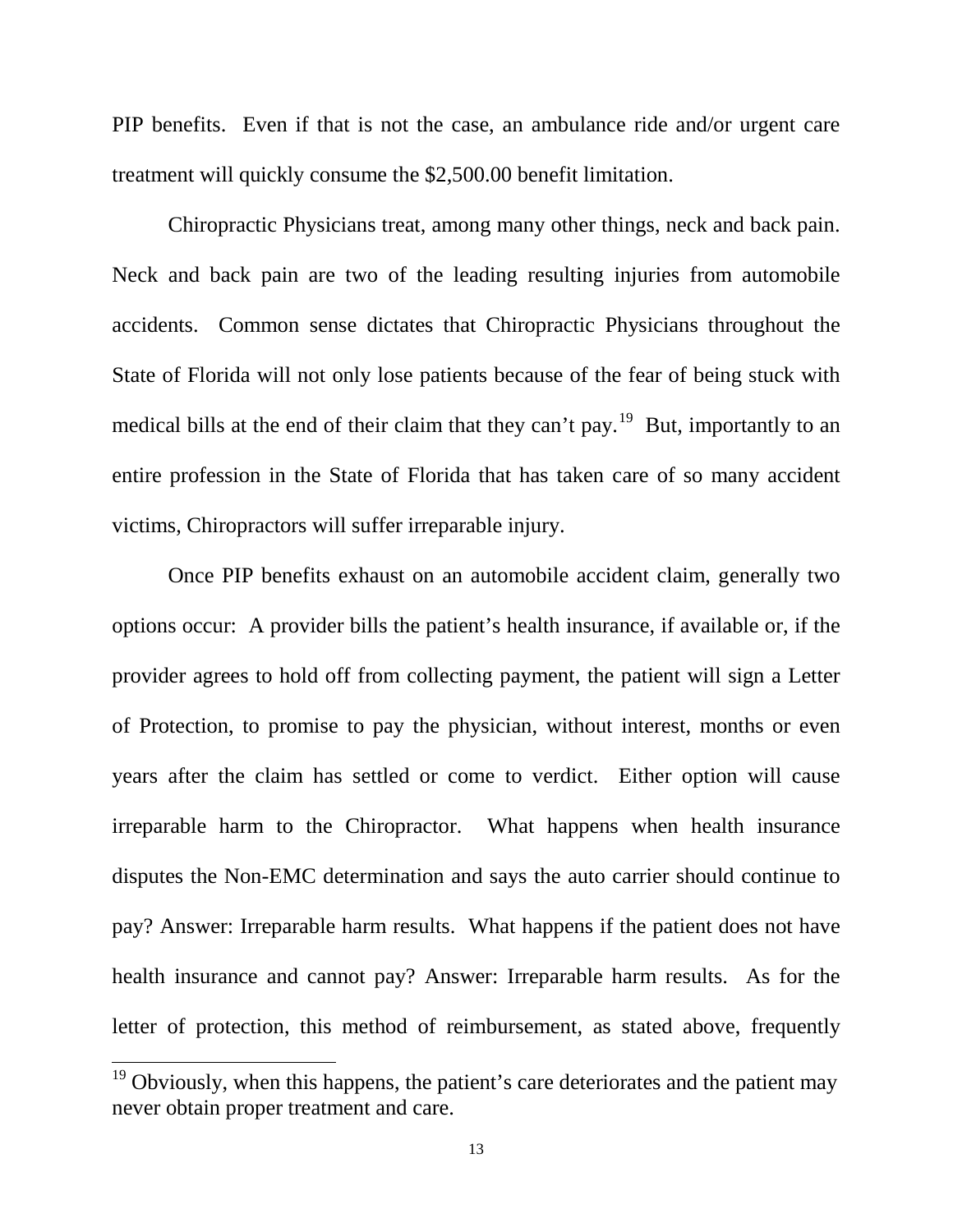PIP benefits. Even if that is not the case, an ambulance ride and/or urgent care treatment will quickly consume the $2,500.00 benefit limitation.

Chiropractic Physicians treat, among many other things, neck and back pain. Neck and back pain are two of the leading resulting injuries from automobile accidents. Common sense dictates that Chiropractic Physicians throughout the State of Florida will not only lose patients because of the fear of being stuck with medical bills at the end of their claim that they can't pay.[19] But, importantly to an entire profession in the State of Florida that has taken care of so many accident victims, Chiropractors will suffer irreparable injury.

Once PIP benefits exhaust on an automobile accident claim, generally two options occur: A provider bills the patient's health insurance, if available or, if the provider agrees to hold off from collecting payment, the patient will sign a Letter of Protection, to promise to pay the physician, without interest, months or even years after the claim has settled or come to verdict. Either option will cause irreparable harm to the Chiropractor. What happens when health insurance disputes the Non-EMC determination and says the auto carrier should continue to pay? Answer: Irreparable harm results. What happens if the patient does not have health insurance and cannot pay? Answer: Irreparable harm results. As for the letter of protection, this method of reimbursement, as stated above, frequently

[19] Obviously, when this happens, the patient's care deteriorates and the patient may never obtain proper treatment and care.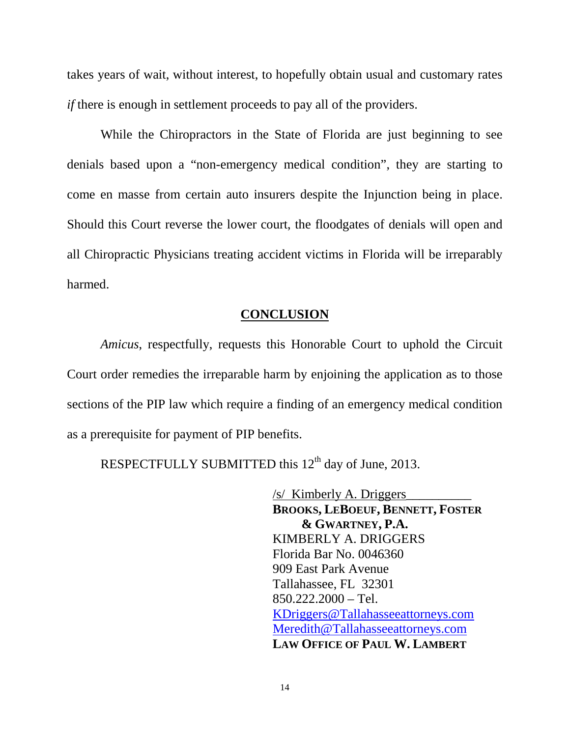takes years of wait, without interest, to hopefully obtain usual and customary rates *if* there is enough in settlement proceeds to pay all of the providers.

While the Chiropractors in the State of Florida are just beginning to see denials based upon a "non-emergency medical condition", they are starting to come en masse from certain auto insurers despite the Injunction being in place. Should this Court reverse the lower court, the floodgates of denials will open and all Chiropractic Physicians treating accident victims in Florida will be irreparably harmed.

## CONCLUSION

*Amicus*, respectfully, requests this Honorable Court to uphold the Circuit Court order remedies the irreparable harm by enjoining the application as to those sections of the PIP law which require a finding of an emergency medical condition as a prerequisite for payment of PIP benefits.

RESPECTFULLY SUBMITTED this 12th day of June, 2013.

/s/ Kimberly A. Driggers
**BROOKS, LEBOEUF, BENNETT, FOSTER & GWARTNEY, P.A.**
KIMBERLY A. DRIGGERS
Florida Bar No. 0046360
909 East Park Avenue
Tallahassee, FL 32301
850.222.2000 – Tel.
KDriggers@Tallahasseeattorneys.com
Meredith@Tallahasseeattorneys.com
**LAW OFFICE OF PAUL W. LAMBERT**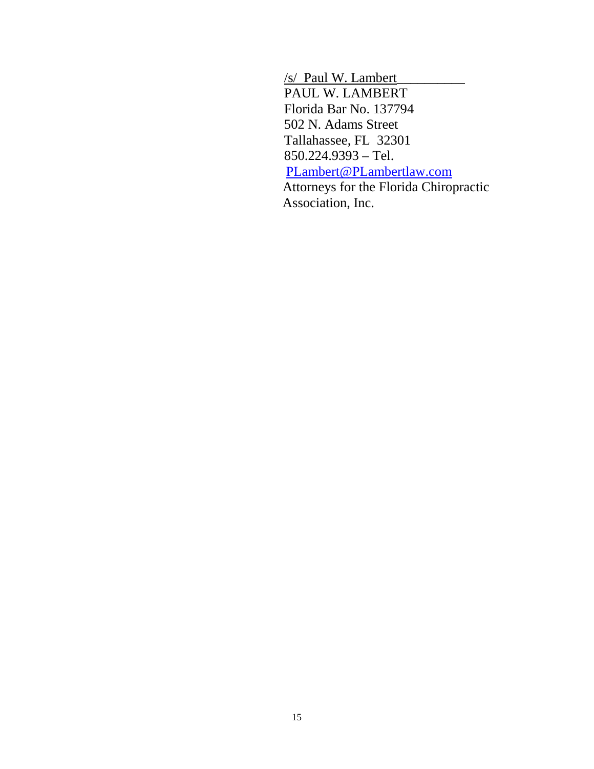/s/ Paul W. Lambert
PAUL W. LAMBERT
Florida Bar No. 137794
502 N. Adams Street
Tallahassee, FL 32301
850.224.9393 – Tel.
PLambert@PLambertlaw.com
Attorneys for the Florida Chiropractic Association, Inc.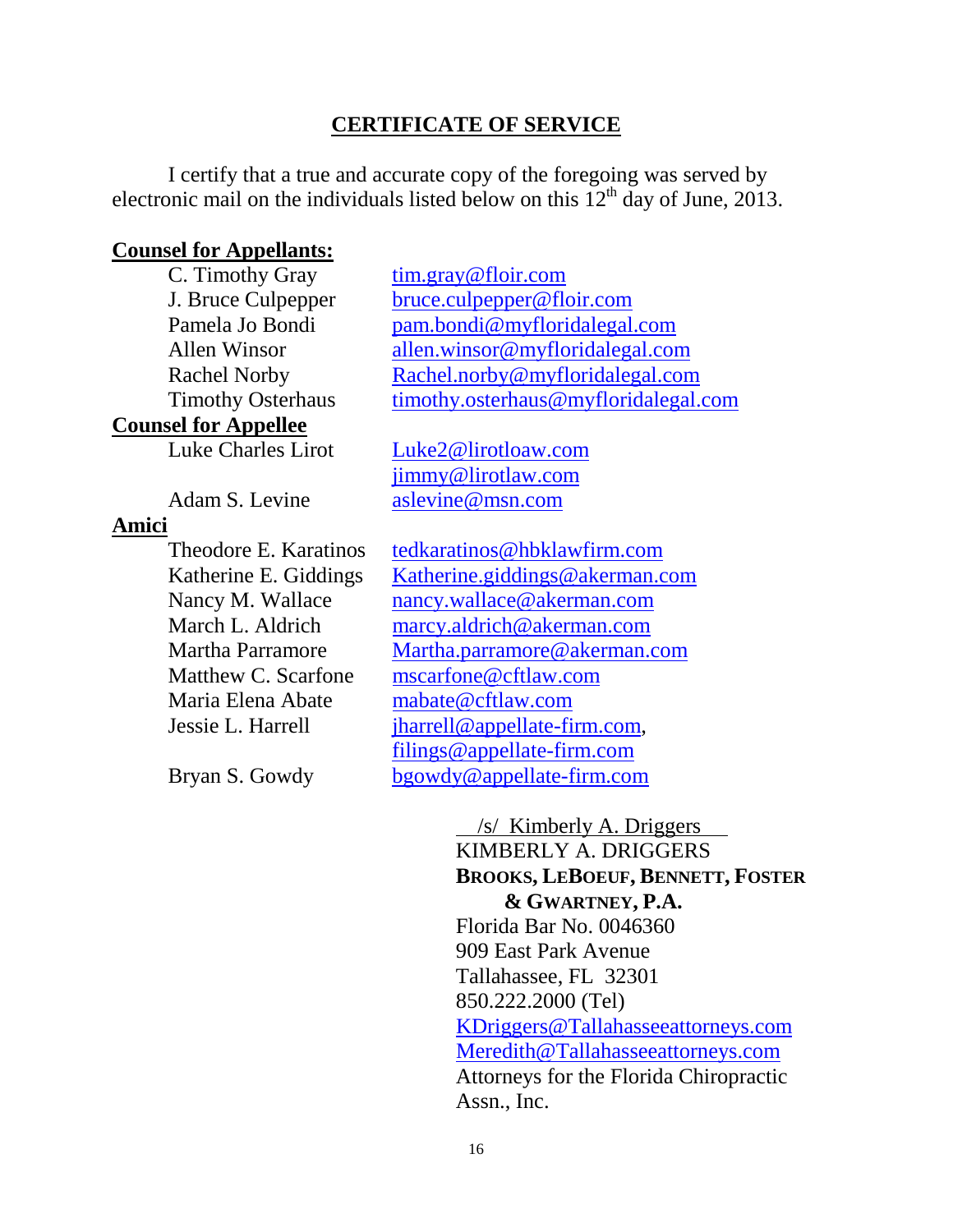## CERTIFICATE OF SERVICE

I certify that a true and accurate copy of the foregoing was served by electronic mail on the individuals listed below on this 12th day of June, 2013.

**Counsel for Appellants:**

| | |
|---|---|
| C. Timothy Gray | tim.gray@floir.com |
| J. Bruce Culpepper | bruce.culpepper@floir.com |
| Pamela Jo Bondi | pam.bondi@myfloridalegal.com |
| Allen Winsor | allen.winsor@myfloridalegal.com |
| Rachel Norby | Rachel.norby@myfloridalegal.com |
| Timothy Osterhaus | timothy.osterhaus@myfloridalegal.com |

**Counsel for Appellee**

| | |
|---|---|
| Luke Charles Lirot | Luke2@lirotloaw.com |
| | jimmy@lirotlaw.com |
| Adam S. Levine | aslevine@msn.com |

**Amici**

| | |
|---|---|
| Theodore E. Karatinos | tedkaratinos@hbklawfirm.com |
| Katherine E. Giddings | Katherine.giddings@akerman.com |
| Nancy M. Wallace | nancy.wallace@akerman.com |
| March L. Aldrich | marcy.aldrich@akerman.com |
| Martha Parramore | Martha.parramore@akerman.com |
| Matthew C. Scarfone | mscarfone@cftlaw.com |
| Maria Elena Abate | mabate@cftlaw.com |
| Jessie L. Harrell | jharrell@appellate-firm.com, |
| | filings@appellate-firm.com |
| Bryan S. Gowdy | bgowdy@appellate-firm.com |

/s/ Kimberly A. Driggers
KIMBERLY A. DRIGGERS
**BROOKS, LEBOEUF, BENNETT, FOSTER & GWARTNEY, P.A.**
Florida Bar No. 0046360
909 East Park Avenue
Tallahassee, FL 32301
850.222.2000 (Tel)
KDriggers@Tallahasseeattorneys.com
Meredith@Tallahasseeattorneys.com
Attorneys for the Florida Chiropractic Assn., Inc.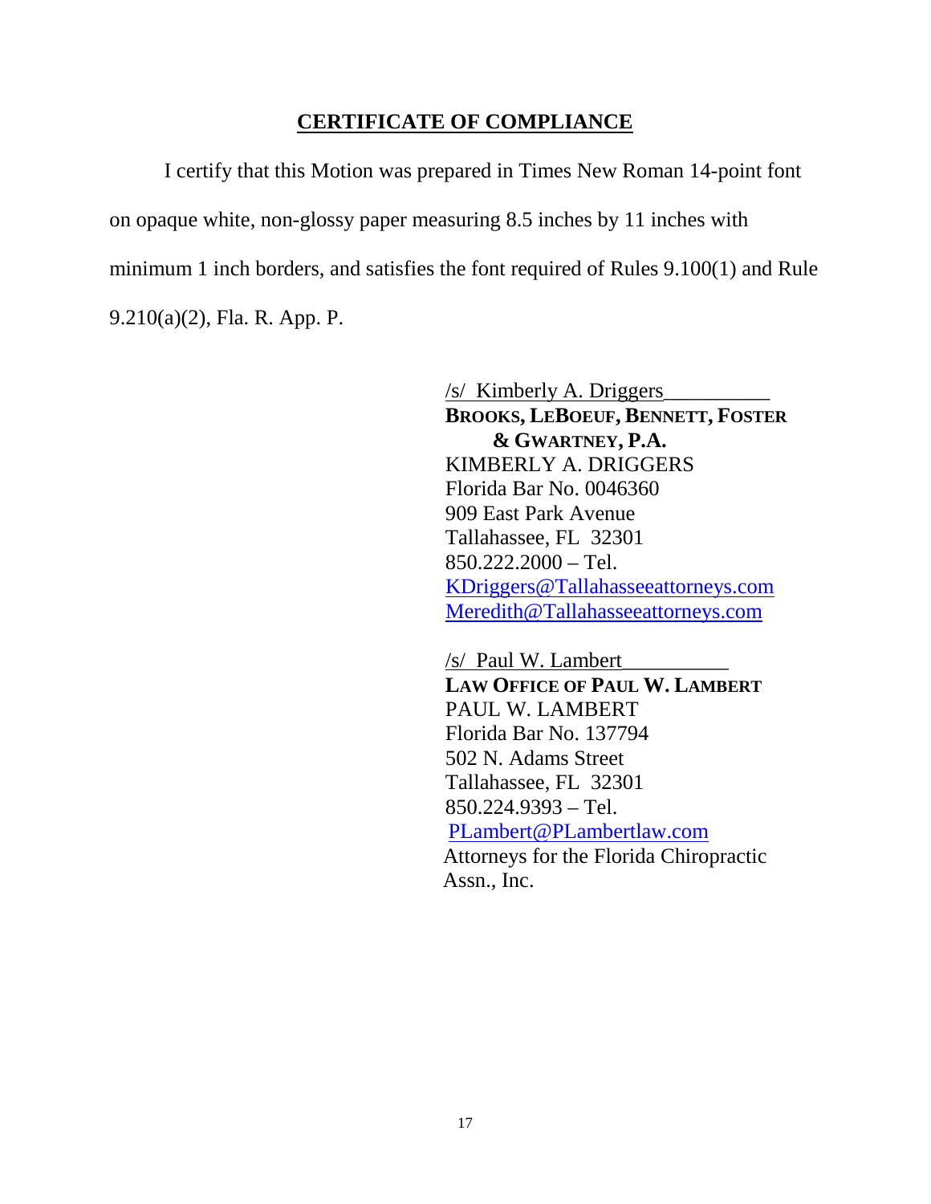## CERTIFICATE OF COMPLIANCE

I certify that this Motion was prepared in Times New Roman 14-point font on opaque white, non-glossy paper measuring 8.5 inches by 11 inches with minimum 1 inch borders, and satisfies the font required of Rules 9.100(1) and Rule 9.210(a)(2), Fla. R. App. P.

/s/ Kimberly A. Driggers__________
**BROOKS, LEBOEUF, BENNETT, FOSTER & GWARTNEY, P.A.**
KIMBERLY A. DRIGGERS
Florida Bar No. 0046360
909 East Park Avenue
Tallahassee, FL 32301
850.222.2000 – Tel.
KDriggers@Tallahasseeattorneys.com
Meredith@Tallahasseeattorneys.com

/s/ Paul W. Lambert__________
**LAW OFFICE OF PAUL W. LAMBERT**
PAUL W. LAMBERT
Florida Bar No. 137794
502 N. Adams Street
Tallahassee, FL 32301
850.224.9393 – Tel.
PLambert@PLambertlaw.com
Attorneys for the Florida Chiropractic Assn., Inc.